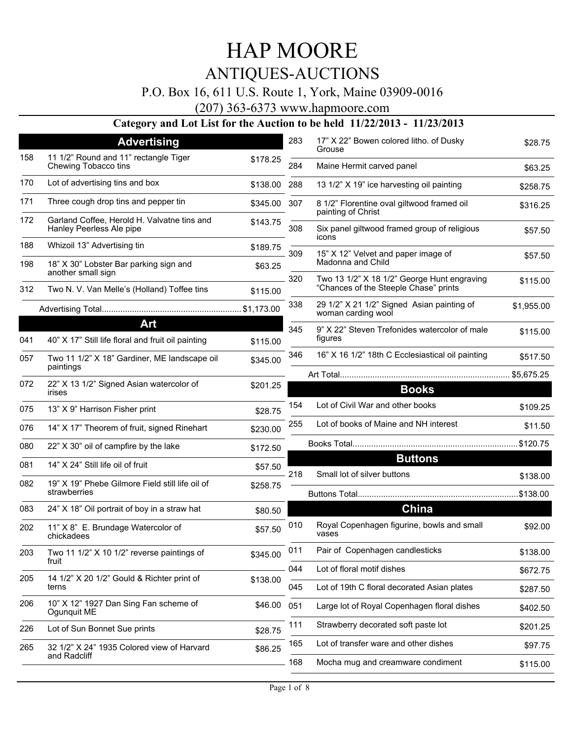# HAP MOORE

## ANTIQUES-AUCTIONS

P.O. Box 16, 611 U.S. Route 1, York, Maine 03909-0016

(207) 363-6373 www.hapmoore.com

### Category and Lot List for the Auction to be held 11/22/2013 - 11/23/2013

## Advertising

| Lot | Description | Price |
|---|---|---|
| 158 | 11 1/2" Round and 11" rectangle Tiger Chewing Tobacco tins | $178.25 |
| 170 | Lot of advertising tins and box | $138.00 |
| 171 | Three cough drop tins and pepper tin | $345.00 |
| 172 | Garland Coffee, Herold H. Valvatne tins and Hanley Peerless Ale pipe | $143.75 |
| 188 | Whizoil 13" Advertising tin | $189.75 |
| 198 | 18" X 30" Lobster Bar parking sign and another small sign | $63.25 |
| 312 | Two N. V. Van Melle's (Holland) Toffee tins | $115.00 |

Advertising Total............................................................ $1,173.00

## Art

| Lot | Description | Price |
|---|---|---|
| 041 | 40" X 17" Still life floral and fruit oil painting | $115.00 |
| 057 | Two 11 1/2" X 18" Gardiner, ME landscape oil paintings | $345.00 |
| 072 | 22" X 13 1/2" Signed Asian watercolor of irises | $201.25 |
| 075 | 13" X 9" Harrison Fisher print | $28.75 |
| 076 | 14" X 17" Theorem of fruit, signed Rinehart | $230.00 |
| 080 | 22" X 30" oil of campfire by the lake | $172.50 |
| 081 | 14" X 24" Still life oil of fruit | $57.50 |
| 082 | 19" X 19" Phebe Gilmore Field still life oil of strawberries | $258.75 |
| 083 | 24" X 18" Oil portrait of boy in a straw hat | $80.50 |
| 202 | 11" X 8" E. Brundage Watercolor of chickadees | $57.50 |
| 203 | Two 11 1/2" X 10 1/2" reverse paintings of fruit | $345.00 |
| 205 | 14 1/2" X 20 1/2" Gould & Richter print of terns | $138.00 |
| 206 | 10" X 12" 1927 Dan Sing Fan scheme of Ogunquit ME | $46.00 |
| 226 | Lot of Sun Bonnet Sue prints | $28.75 |
| 265 | 32 1/2" X 24" 1935 Colored view of Harvard and Radcliff | $86.25 |
| 283 | 17" X 22" Bowen colored litho. of Dusky Grouse | $28.75 |
| 284 | Maine Hermit carved panel | $63.25 |
| 288 | 13 1/2" X 19" ice harvesting oil painting | $258.75 |
| 307 | 8 1/2" Florentine oval giltwood framed oil painting of Christ | $316.25 |
| 308 | Six panel giltwood framed group of religious icons | $57.50 |
| 309 | 15" X 12" Velvet and paper image of Madonna and Child | $57.50 |
| 320 | Two 13 1/2" X 18 1/2" George Hunt engraving "Chances of the Steeple Chase" prints | $115.00 |
| 338 | 29 1/2" X 21 1/2" Signed Asian painting of woman carding wool | $1,955.00 |
| 345 | 9" X 22" Steven Trefonides watercolor of male figures | $115.00 |
| 346 | 16" X 16 1/2" 18th C Ecclesiastical oil painting | $517.50 |

Art Total......................................................................... $5,675.25

## Books

| Lot | Description | Price |
|---|---|---|
| 154 | Lot of Civil War and other books | $109.25 |
| 255 | Lot of books of Maine and NH interest | $11.50 |

Books Total...................................................................... $120.75

## Buttons

| Lot | Description | Price |
|---|---|---|
| 218 | Small lot of silver buttons | $138.00 |

Buttons Total.................................................................... $138.00

## China

| Lot | Description | Price |
|---|---|---|
| 010 | Royal Copenhagen figurine, bowls and small vases | $92.00 |
| 011 | Pair of Copenhagen candlesticks | $138.00 |
| 044 | Lot of floral motif dishes | $672.75 |
| 045 | Lot of 19th C floral decorated Asian plates | $287.50 |
| 051 | Large lot of Royal Copenhagen floral dishes | $402.50 |
| 111 | Strawberry decorated soft paste lot | $201.25 |
| 165 | Lot of transfer ware and other dishes | $97.75 |
| 168 | Mocha mug and creamware condiment | $115.00 |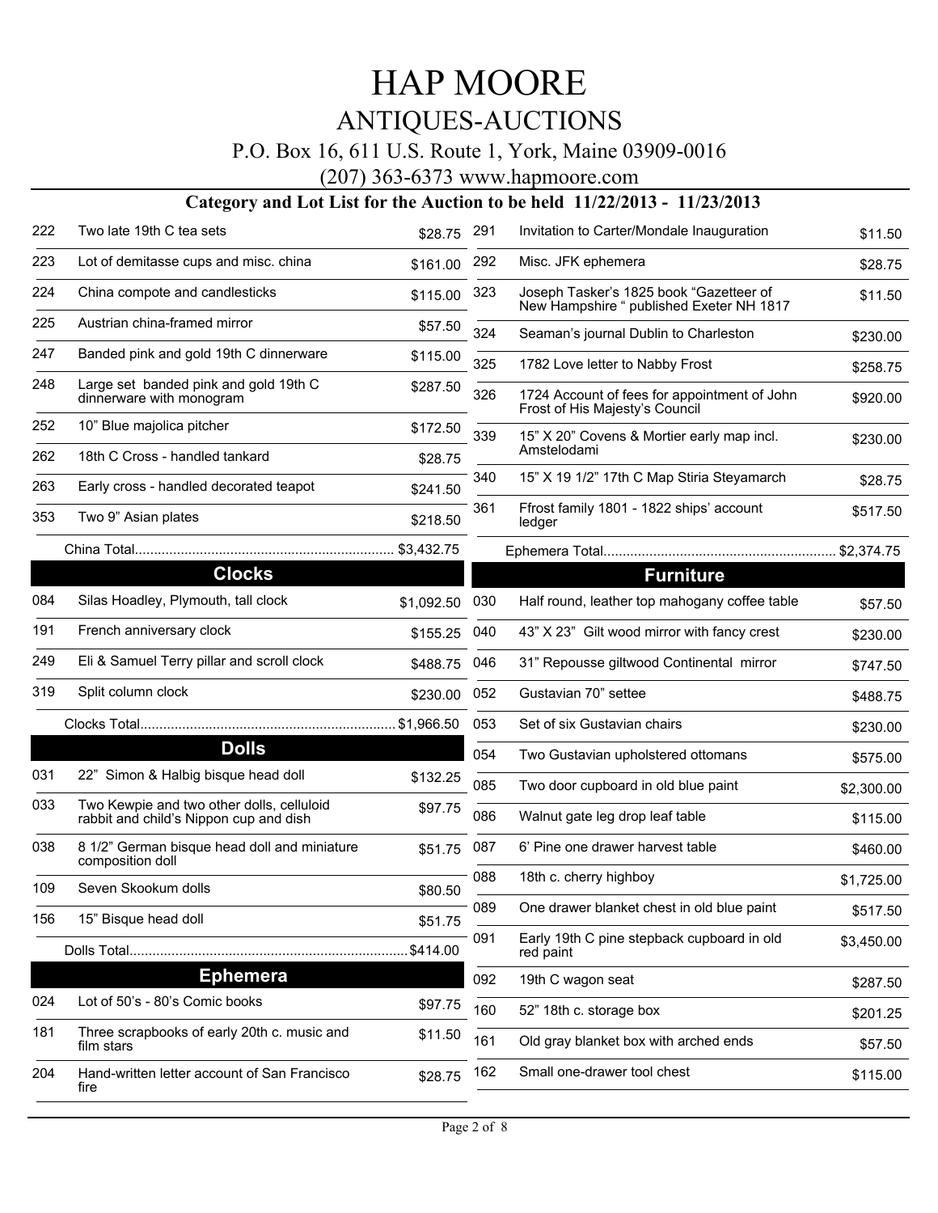# HAP MOORE

## ANTIQUES-AUCTIONS

P.O. Box 16, 611 U.S. Route 1, York, Maine 03909-0016

(207) 363-6373 www.hapmoore.com

### Category and Lot List for the Auction to be held 11/22/2013 - 11/23/2013

| Lot | Description | Price |
|---|---|---|
| 222 | Two late 19th C tea sets | $28.75 |
| 223 | Lot of demitasse cups and misc. china | $161.00 |
| 224 | China compote and candlesticks | $115.00 |
| 225 | Austrian china-framed mirror | $57.50 |
| 247 | Banded pink and gold 19th C dinnerware | $115.00 |
| 248 | Large set banded pink and gold 19th C dinnerware with monogram | $287.50 |
| 252 | 10" Blue majolica pitcher | $172.50 |
| 262 | 18th C Cross - handled tankard | $28.75 |
| 263 | Early cross - handled decorated teapot | $241.50 |
| 353 | Two 9" Asian plates | $218.50 |
| | China Total | $3,432.75 |

## Clocks

| Lot | Description | Price |
|---|---|---|
| 084 | Silas Hoadley, Plymouth, tall clock | $1,092.50 |
| 191 | French anniversary clock | $155.25 |
| 249 | Eli & Samuel Terry pillar and scroll clock | $488.75 |
| 319 | Split column clock | $230.00 |
| | Clocks Total | $1,966.50 |

## Dolls

| Lot | Description | Price |
|---|---|---|
| 031 | 22" Simon & Halbig bisque head doll | $132.25 |
| 033 | Two Kewpie and two other dolls, celluloid rabbit and child's Nippon cup and dish | $97.75 |
| 038 | 8 1/2" German bisque head doll and miniature composition doll | $51.75 |
| 109 | Seven Skookum dolls | $80.50 |
| 156 | 15" Bisque head doll | $51.75 |
| | Dolls Total | $414.00 |

## Ephemera

| Lot | Description | Price |
|---|---|---|
| 024 | Lot of 50's - 80's Comic books | $97.75 |
| 181 | Three scrapbooks of early 20th c. music and film stars | $11.50 |
| 204 | Hand-written letter account of San Francisco fire | $28.75 |
| 291 | Invitation to Carter/Mondale Inauguration | $11.50 |
| 292 | Misc. JFK ephemera | $28.75 |
| 323 | Joseph Tasker's 1825 book "Gazetteer of New Hampshire " published Exeter NH 1817 | $11.50 |
| 324 | Seaman's journal Dublin to Charleston | $230.00 |
| 325 | 1782 Love letter to Nabby Frost | $258.75 |
| 326 | 1724 Account of fees for appointment of John Frost of His Majesty's Council | $920.00 |
| 339 | 15" X 20" Covens & Mortier early map incl. Amstelodami | $230.00 |
| 340 | 15" X 19 1/2" 17th C Map Stiria Steyamarch | $28.75 |
| 361 | Ffrost family 1801 - 1822 ships' account ledger | $517.50 |
| | Ephemera Total | $2,374.75 |

## Furniture

| Lot | Description | Price |
|---|---|---|
| 030 | Half round, leather top mahogany coffee table | $57.50 |
| 040 | 43" X 23" Gilt wood mirror with fancy crest | $230.00 |
| 046 | 31" Repousse giltwood Continental mirror | $747.50 |
| 052 | Gustavian 70" settee | $488.75 |
| 053 | Set of six Gustavian chairs | $230.00 |
| 054 | Two Gustavian upholstered ottomans | $575.00 |
| 085 | Two door cupboard in old blue paint | $2,300.00 |
| 086 | Walnut gate leg drop leaf table | $115.00 |
| 087 | 6' Pine one drawer harvest table | $460.00 |
| 088 | 18th c. cherry highboy | $1,725.00 |
| 089 | One drawer blanket chest in old blue paint | $517.50 |
| 091 | Early 19th C pine stepback cupboard in old red paint | $3,450.00 |
| 092 | 19th C wagon seat | $287.50 |
| 160 | 52" 18th c. storage box | $201.25 |
| 161 | Old gray blanket box with arched ends | $57.50 |
| 162 | Small one-drawer tool chest | $115.00 |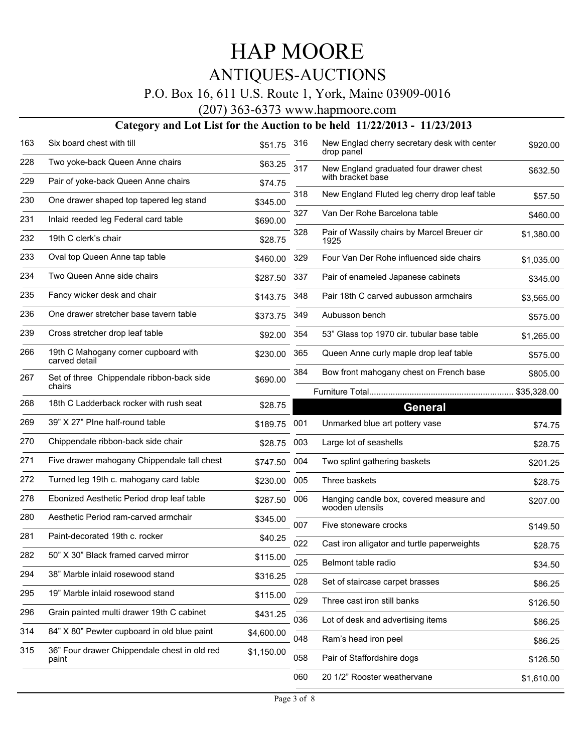# HAP MOORE

## ANTIQUES-AUCTIONS

P.O. Box 16, 611 U.S. Route 1, York, Maine 03909-0016

(207) 363-6373 www.hapmoore.com

### Category and Lot List for the Auction to be held 11/22/2013 - 11/23/2013

| Lot | Description | Price |
|---|---|---|
| 163 | Six board chest with till | $51.75 |
| 228 | Two yoke-back Queen Anne chairs | $63.25 |
| 229 | Pair of yoke-back Queen Anne chairs | $74.75 |
| 230 | One drawer shaped top tapered leg stand | $345.00 |
| 231 | Inlaid reeded leg Federal card table | $690.00 |
| 232 | 19th C clerk's chair | $28.75 |
| 233 | Oval top Queen Anne tap table | $460.00 |
| 234 | Two Queen Anne side chairs | $287.50 |
| 235 | Fancy wicker desk and chair | $143.75 |
| 236 | One drawer stretcher base tavern table | $373.75 |
| 239 | Cross stretcher drop leaf table | $92.00 |
| 266 | 19th C Mahogany corner cupboard with carved detail | $230.00 |
| 267 | Set of three Chippendale ribbon-back side chairs | $690.00 |
| 268 | 18th C Ladderback rocker with rush seat | $28.75 |
| 269 | 39" X 27" PIne half-round table | $189.75 |
| 270 | Chippendale ribbon-back side chair | $28.75 |
| 271 | Five drawer mahogany Chippendale tall chest | $747.50 |
| 272 | Turned leg 19th c. mahogany card table | $230.00 |
| 278 | Ebonized Aesthetic Period drop leaf table | $287.50 |
| 280 | Aesthetic Period ram-carved armchair | $345.00 |
| 281 | Paint-decorated 19th c. rocker | $40.25 |
| 282 | 50" X 30" Black framed carved mirror | $115.00 |
| 294 | 38" Marble inlaid rosewood stand | $316.25 |
| 295 | 19" Marble inlaid rosewood stand | $115.00 |
| 296 | Grain painted multi drawer 19th C cabinet | $431.25 |
| 314 | 84" X 80" Pewter cupboard in old blue paint | $4,600.00 |
| 315 | 36" Four drawer Chippendale chest in old red paint | $1,150.00 |
| 316 | New Englad cherry secretary desk with center drop panel | $920.00 |
| 317 | New England graduated four drawer chest with bracket base | $632.50 |
| 318 | New England Fluted leg cherry drop leaf table | $57.50 |
| 327 | Van Der Rohe Barcelona table | $460.00 |
| 328 | Pair of Wassily chairs by Marcel Breuer cir 1925 | $1,380.00 |
| 329 | Four Van Der Rohe influenced side chairs | $1,035.00 |
| 337 | Pair of enameled Japanese cabinets | $345.00 |
| 348 | Pair 18th C carved aubusson armchairs | $3,565.00 |
| 349 | Aubusson bench | $575.00 |
| 354 | 53" Glass top 1970 cir. tubular base table | $1,265.00 |
| 365 | Queen Anne curly maple drop leaf table | $575.00 |
| 384 | Bow front mahogany chest on French base | $805.00 |

Furniture Total............................................................. $35,328.00

## General

| Lot | Description | Price |
|---|---|---|
| 001 | Unmarked blue art pottery vase | $74.75 |
| 003 | Large lot of seashells | $28.75 |
| 004 | Two splint gathering baskets | $201.25 |
| 005 | Three baskets | $28.75 |
| 006 | Hanging candle box, covered measure and wooden utensils | $207.00 |
| 007 | Five stoneware crocks | $149.50 |
| 022 | Cast iron alligator and turtle paperweights | $28.75 |
| 025 | Belmont table radio | $34.50 |
| 028 | Set of staircase carpet brasses | $86.25 |
| 029 | Three cast iron still banks | $126.50 |
| 036 | Lot of desk and advertising items | $86.25 |
| 048 | Ram's head iron peel | $86.25 |
| 058 | Pair of Staffordshire dogs | $126.50 |
| 060 | 20 1/2" Rooster weathervane | $1,610.00 |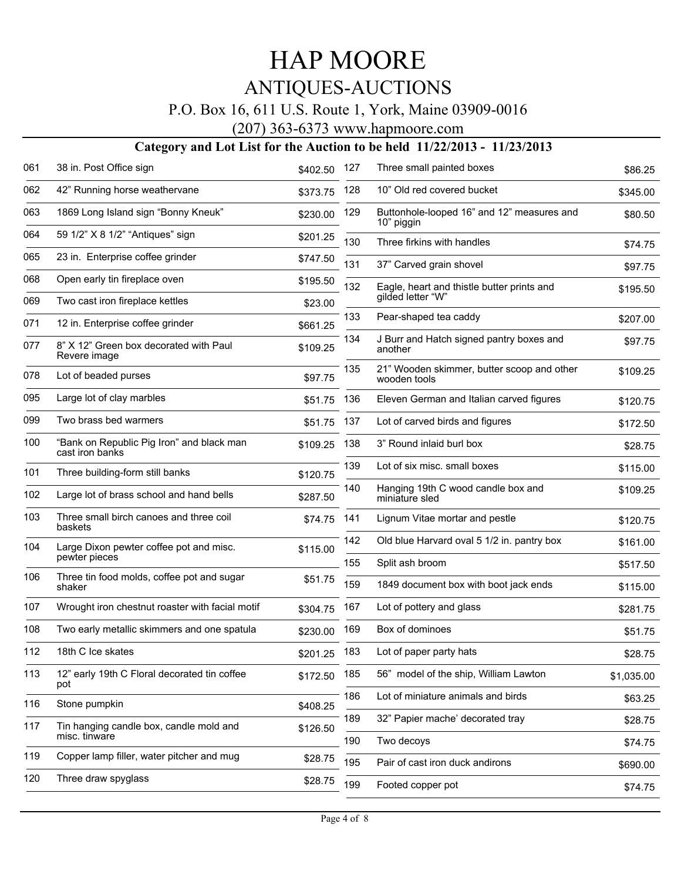# HAP MOORE

## ANTIQUES-AUCTIONS

P.O. Box 16, 611 U.S. Route 1, York, Maine 03909-0016

(207) 363-6373 www.hapmoore.com

### Category and Lot List for the Auction to be held 11/22/2013 - 11/23/2013

| Lot | Description | Price |
|---|---|---|
| 061 | 38 in. Post Office sign | $402.50 |
| 062 | 42" Running horse weathervane | $373.75 |
| 063 | 1869 Long Island sign "Bonny Kneuk" | $230.00 |
| 064 | 59 1/2" X 8 1/2" "Antiques" sign | $201.25 |
| 065 | 23 in. Enterprise coffee grinder | $747.50 |
| 068 | Open early tin fireplace oven | $195.50 |
| 069 | Two cast iron fireplace kettles | $23.00 |
| 071 | 12 in. Enterprise coffee grinder | $661.25 |
| 077 | 8" X 12" Green box decorated with Paul Revere image | $109.25 |
| 078 | Lot of beaded purses | $97.75 |
| 095 | Large lot of clay marbles | $51.75 |
| 099 | Two brass bed warmers | $51.75 |
| 100 | "Bank on Republic Pig Iron" and black man cast iron banks | $109.25 |
| 101 | Three building-form still banks | $120.75 |
| 102 | Large lot of brass school and hand bells | $287.50 |
| 103 | Three small birch canoes and three coil baskets | $74.75 |
| 104 | Large Dixon pewter coffee pot and misc. pewter pieces | $115.00 |
| 106 | Three tin food molds, coffee pot and sugar shaker | $51.75 |
| 107 | Wrought iron chestnut roaster with facial motif | $304.75 |
| 108 | Two early metallic skimmers and one spatula | $230.00 |
| 112 | 18th C Ice skates | $201.25 |
| 113 | 12" early 19th C Floral decorated tin coffee pot | $172.50 |
| 116 | Stone pumpkin | $408.25 |
| 117 | Tin hanging candle box, candle mold and misc. tinware | $126.50 |
| 119 | Copper lamp filler, water pitcher and mug | $28.75 |
| 120 | Three draw spyglass | $28.75 |
| 127 | Three small painted boxes | $86.25 |
| 128 | 10" Old red covered bucket | $345.00 |
| 129 | Buttonhole-looped 16" and 12" measures and 10" piggin | $80.50 |
| 130 | Three firkins with handles | $74.75 |
| 131 | 37" Carved grain shovel | $97.75 |
| 132 | Eagle, heart and thistle butter prints and gilded letter "W" | $195.50 |
| 133 | Pear-shaped tea caddy | $207.00 |
| 134 | J Burr and Hatch signed pantry boxes and another | $97.75 |
| 135 | 21" Wooden skimmer, butter scoop and other wooden tools | $109.25 |
| 136 | Eleven German and Italian carved figures | $120.75 |
| 137 | Lot of carved birds and figures | $172.50 |
| 138 | 3" Round inlaid burl box | $28.75 |
| 139 | Lot of six misc. small boxes | $115.00 |
| 140 | Hanging 19th C wood candle box and miniature sled | $109.25 |
| 141 | Lignum Vitae mortar and pestle | $120.75 |
| 142 | Old blue Harvard oval 5 1/2 in. pantry box | $161.00 |
| 155 | Split ash broom | $517.50 |
| 159 | 1849 document box with boot jack ends | $115.00 |
| 167 | Lot of pottery and glass | $281.75 |
| 169 | Box of dominoes | $51.75 |
| 183 | Lot of paper party hats | $28.75 |
| 185 | 56" model of the ship, William Lawton | $1,035.00 |
| 186 | Lot of miniature animals and birds | $63.25 |
| 189 | 32" Papier mache' decorated tray | $28.75 |
| 190 | Two decoys | $74.75 |
| 195 | Pair of cast iron duck andirons | $690.00 |
| 199 | Footed copper pot | $74.75 |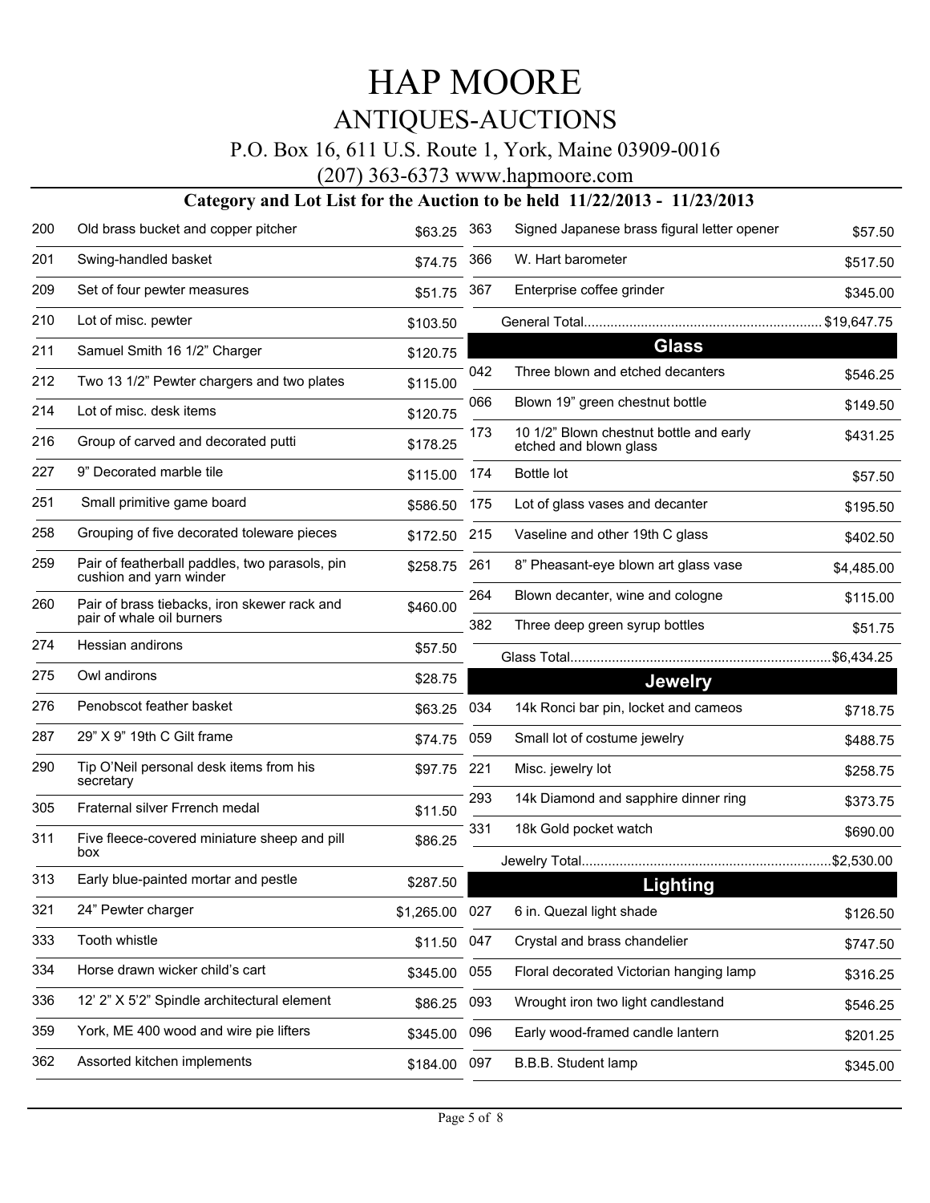# HAP MOORE

## ANTIQUES-AUCTIONS

P.O. Box 16, 611 U.S. Route 1, York, Maine 03909-0016

(207) 363-6373 www.hapmoore.com

### Category and Lot List for the Auction to be held 11/22/2013 - 11/23/2013

| Lot | Description | Price |
|---|---|---|
| 200 | Old brass bucket and copper pitcher | $63.25 |
| 201 | Swing-handled basket | $74.75 |
| 209 | Set of four pewter measures | $51.75 |
| 210 | Lot of misc. pewter | $103.50 |
| 211 | Samuel Smith 16 1/2" Charger | $120.75 |
| 212 | Two 13 1/2" Pewter chargers and two plates | $115.00 |
| 214 | Lot of misc. desk items | $120.75 |
| 216 | Group of carved and decorated putti | $178.25 |
| 227 | 9" Decorated marble tile | $115.00 |
| 251 | Small primitive game board | $586.50 |
| 258 | Grouping of five decorated toleware pieces | $172.50 |
| 259 | Pair of featherball paddles, two parasols, pin cushion and yarn winder | $258.75 |
| 260 | Pair of brass tiebacks, iron skewer rack and pair of whale oil burners | $460.00 |
| 274 | Hessian andirons | $57.50 |
| 275 | Owl andirons | $28.75 |
| 276 | Penobscot feather basket | $63.25 |
| 287 | 29" X 9" 19th C Gilt frame | $74.75 |
| 290 | Tip O'Neil personal desk items from his secretary | $97.75 |
| 305 | Fraternal silver Frrench medal | $11.50 |
| 311 | Five fleece-covered miniature sheep and pill box | $86.25 |
| 313 | Early blue-painted mortar and pestle | $287.50 |
| 321 | 24" Pewter charger | $1,265.00 |
| 333 | Tooth whistle | $11.50 |
| 334 | Horse drawn wicker child's cart | $345.00 |
| 336 | 12' 2" X 5'2" Spindle architectural element | $86.25 |
| 359 | York, ME 400 wood and wire pie lifters | $345.00 |
| 362 | Assorted kitchen implements | $184.00 |
| 363 | Signed Japanese brass figural letter opener | $57.50 |
| 366 | W. Hart barometer | $517.50 |
| 367 | Enterprise coffee grinder | $345.00 |

General Total............................................................ $19,647.75

## Glass

| Lot | Description | Price |
|---|---|---|
| 042 | Three blown and etched decanters | $546.25 |
| 066 | Blown 19" green chestnut bottle | $149.50 |
| 173 | 10 1/2" Blown chestnut bottle and early etched and blown glass | $431.25 |
| 174 | Bottle lot | $57.50 |
| 175 | Lot of glass vases and decanter | $195.50 |
| 215 | Vaseline and other 19th C glass | $402.50 |
| 261 | 8" Pheasant-eye blown art glass vase | $4,485.00 |
| 264 | Blown decanter, wine and cologne | $115.00 |
| 382 | Three deep green syrup bottles | $51.75 |

Glass Total...................................................................$6,434.25

## Jewelry

| Lot | Description | Price |
|---|---|---|
| 034 | 14k Ronci bar pin, locket and cameos | $718.75 |
| 059 | Small lot of costume jewelry | $488.75 |
| 221 | Misc. jewelry lot | $258.75 |
| 293 | 14k Diamond and sapphire dinner ring | $373.75 |
| 331 | 18k Gold pocket watch | $690.00 |

Jewelry Total................................................................$2,530.00

## Lighting

| Lot | Description | Price |
|---|---|---|
| 027 | 6 in. Quezal light shade | $126.50 |
| 047 | Crystal and brass chandelier | $747.50 |
| 055 | Floral decorated Victorian hanging lamp | $316.25 |
| 093 | Wrought iron two light candlestand | $546.25 |
| 096 | Early wood-framed candle lantern | $201.25 |
| 097 | B.B.B. Student lamp | $345.00 |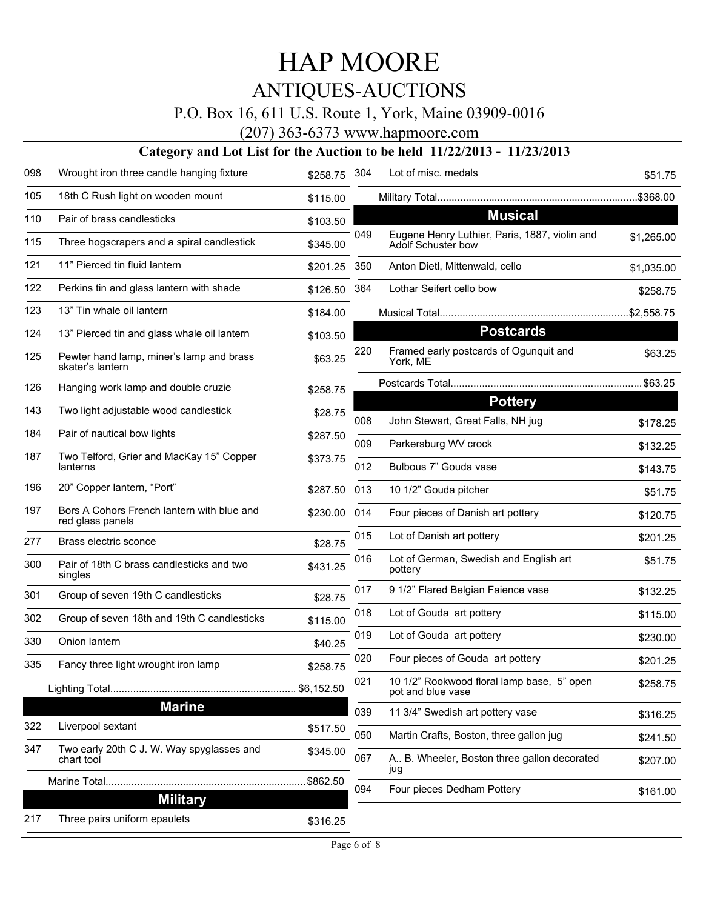# HAP MOORE

## ANTIQUES-AUCTIONS

P.O. Box 16, 611 U.S. Route 1, York, Maine 03909-0016

(207) 363-6373 www.hapmoore.com

### Category and Lot List for the Auction to be held 11/22/2013 - 11/23/2013

| Lot | Description | Price |
|---|---|---|
| 098 | Wrought iron three candle hanging fixture | $258.75 |
| 105 | 18th C Rush light on wooden mount | $115.00 |
| 110 | Pair of brass candlesticks | $103.50 |
| 115 | Three hogscrapers and a spiral candlestick | $345.00 |
| 121 | 11" Pierced tin fluid lantern | $201.25 |
| 122 | Perkins tin and glass lantern with shade | $126.50 |
| 123 | 13" Tin whale oil lantern | $184.00 |
| 124 | 13" Pierced tin and glass whale oil lantern | $103.50 |
| 125 | Pewter hand lamp, miner's lamp and brass skater's lantern | $63.25 |
| 126 | Hanging work lamp and double cruzie | $258.75 |
| 143 | Two light adjustable wood candlestick | $28.75 |
| 184 | Pair of nautical bow lights | $287.50 |
| 187 | Two Telford, Grier and MacKay 15" Copper lanterns | $373.75 |
| 196 | 20" Copper lantern, "Port" | $287.50 |
| 197 | Bors A Cohors French lantern with blue and red glass panels | $230.00 |
| 277 | Brass electric sconce | $28.75 |
| 300 | Pair of 18th C brass candlesticks and two singles | $431.25 |
| 301 | Group of seven 19th C candlesticks | $28.75 |
| 302 | Group of seven 18th and 19th C candlesticks | $115.00 |
| 330 | Onion lantern | $40.25 |
| 335 | Fancy three light wrought iron lamp | $258.75 |

Lighting Total................................................................ $6,152.50

## Marine

| Lot | Description | Price |
|---|---|---|
| 322 | Liverpool sextant | $517.50 |
| 347 | Two early 20th C J. W. Way spyglasses and chart tool | $345.00 |

Marine Total.....................................................................$862.50

## Military

| Lot | Description | Price |
|---|---|---|
| 217 | Three pairs uniform epaulets | $316.25 |
| 304 | Lot of misc. medals | $51.75 |

Military Total......................................................................$368.00

## Musical

| Lot | Description | Price |
|---|---|---|
| 049 | Eugene Henry Luthier, Paris, 1887, violin and Adolf Schuster bow | $1,265.00 |
| 350 | Anton Dietl, Mittenwald, cello | $1,035.00 |
| 364 | Lothar Seifert cello bow | $258.75 |

Musical Total..................................................................$2,558.75

## Postcards

| Lot | Description | Price |
|---|---|---|
| 220 | Framed early postcards of Ogunquit and York, ME | $63.25 |

Postcards Total...................................................................$63.25

## Pottery

| Lot | Description | Price |
|---|---|---|
| 008 | John Stewart, Great Falls, NH jug | $178.25 |
| 009 | Parkersburg WV crock | $132.25 |
| 012 | Bulbous 7" Gouda vase | $143.75 |
| 013 | 10 1/2" Gouda pitcher | $51.75 |
| 014 | Four pieces of Danish art pottery | $120.75 |
| 015 | Lot of Danish art pottery | $201.25 |
| 016 | Lot of German, Swedish and English art pottery | $51.75 |
| 017 | 9 1/2" Flared Belgian Faience vase | $132.25 |
| 018 | Lot of Gouda art pottery | $115.00 |
| 019 | Lot of Gouda art pottery | $230.00 |
| 020 | Four pieces of Gouda art pottery | $201.25 |
| 021 | 10 1/2" Rookwood floral lamp base, 5" open pot and blue vase | $258.75 |
| 039 | 11 3/4" Swedish art pottery vase | $316.25 |
| 050 | Martin Crafts, Boston, three gallon jug | $241.50 |
| 067 | A.. B. Wheeler, Boston three gallon decorated jug | $207.00 |
| 094 | Four pieces Dedham Pottery | $161.00 |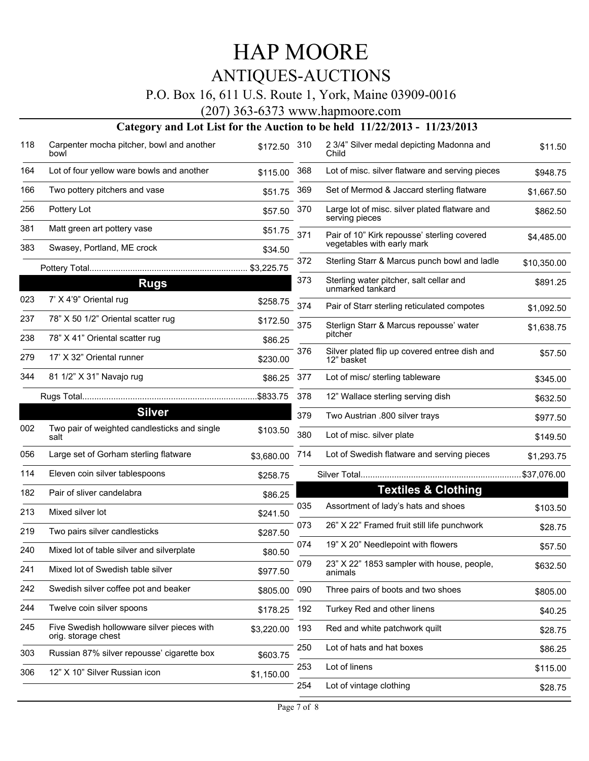# HAP MOORE

## ANTIQUES-AUCTIONS

P.O. Box 16, 611 U.S. Route 1, York, Maine 03909-0016

(207) 363-6373 www.hapmoore.com

### Category and Lot List for the Auction to be held 11/22/2013 - 11/23/2013

| Lot | Description | Price |
|---|---|---|
| 118 | Carpenter mocha pitcher, bowl and another bowl | $172.50 |
| 164 | Lot of four yellow ware bowls and another | $115.00 |
| 166 | Two pottery pitchers and vase | $51.75 |
| 256 | Pottery Lot | $57.50 |
| 381 | Matt green art pottery vase | $51.75 |
| 383 | Swasey, Portland, ME crock | $34.50 |
| | Pottery Total | $3,225.75 |

## Rugs

| Lot | Description | Price |
|---|---|---|
| 023 | 7' X 4'9" Oriental rug | $258.75 |
| 237 | 78" X 50 1/2" Oriental scatter rug | $172.50 |
| 238 | 78" X 41" Oriental scatter rug | $86.25 |
| 279 | 17' X 32" Oriental runner | $230.00 |
| 344 | 81 1/2" X 31" Navajo rug | $86.25 |
| | Rugs Total | $833.75 |

## Silver

| Lot | Description | Price |
|---|---|---|
| 002 | Two pair of weighted candlesticks and single salt | $103.50 |
| 056 | Large set of Gorham sterling flatware | $3,680.00 |
| 114 | Eleven coin silver tablespoons | $258.75 |
| 182 | Pair of sliver candelabra | $86.25 |
| 213 | Mixed silver lot | $241.50 |
| 219 | Two pairs silver candlesticks | $287.50 |
| 240 | Mixed lot of table silver and silverplate | $80.50 |
| 241 | Mixed lot of Swedish table silver | $977.50 |
| 242 | Swedish silver coffee pot and beaker | $805.00 |
| 244 | Twelve coin silver spoons | $178.25 |
| 245 | Five Swedish hollowware silver pieces with orig. storage chest | $3,220.00 |
| 303 | Russian 87% silver repousse' cigarette box | $603.75 |
| 306 | 12" X 10" Silver Russian icon | $1,150.00 |
| 310 | 2 3/4" Silver medal depicting Madonna and Child | $11.50 |
| 368 | Lot of misc. silver flatware and serving pieces | $948.75 |
| 369 | Set of Mermod & Jaccard sterling flatware | $1,667.50 |
| 370 | Large lot of misc. silver plated flatware and serving pieces | $862.50 |
| 371 | Pair of 10" Kirk repousse' sterling covered vegetables with early mark | $4,485.00 |
| 372 | Sterling Starr & Marcus punch bowl and ladle | $10,350.00 |
| 373 | Sterling water pitcher, salt cellar and unmarked tankard | $891.25 |
| 374 | Pair of Starr sterling reticulated compotes | $1,092.50 |
| 375 | Sterlign Starr & Marcus repousse' water pitcher | $1,638.75 |
| 376 | Silver plated flip up covered entree dish and 12" basket | $57.50 |
| 377 | Lot of misc/ sterling tableware | $345.00 |
| 378 | 12" Wallace sterling serving dish | $632.50 |
| 379 | Two Austrian .800 silver trays | $977.50 |
| 380 | Lot of misc. silver plate | $149.50 |
| 714 | Lot of Swedish flatware and serving pieces | $1,293.75 |
| | Silver Total | $37,076.00 |

## Textiles & Clothing

| Lot | Description | Price |
|---|---|---|
| 035 | Assortment of lady's hats and shoes | $103.50 |
| 073 | 26" X 22" Framed fruit still life punchwork | $28.75 |
| 074 | 19" X 20" Needlepoint with flowers | $57.50 |
| 079 | 23" X 22" 1853 sampler with house, people, animals | $632.50 |
| 090 | Three pairs of boots and two shoes | $805.00 |
| 192 | Turkey Red and other linens | $40.25 |
| 193 | Red and white patchwork quilt | $28.75 |
| 250 | Lot of hats and hat boxes | $86.25 |
| 253 | Lot of linens | $115.00 |
| 254 | Lot of vintage clothing | $28.75 |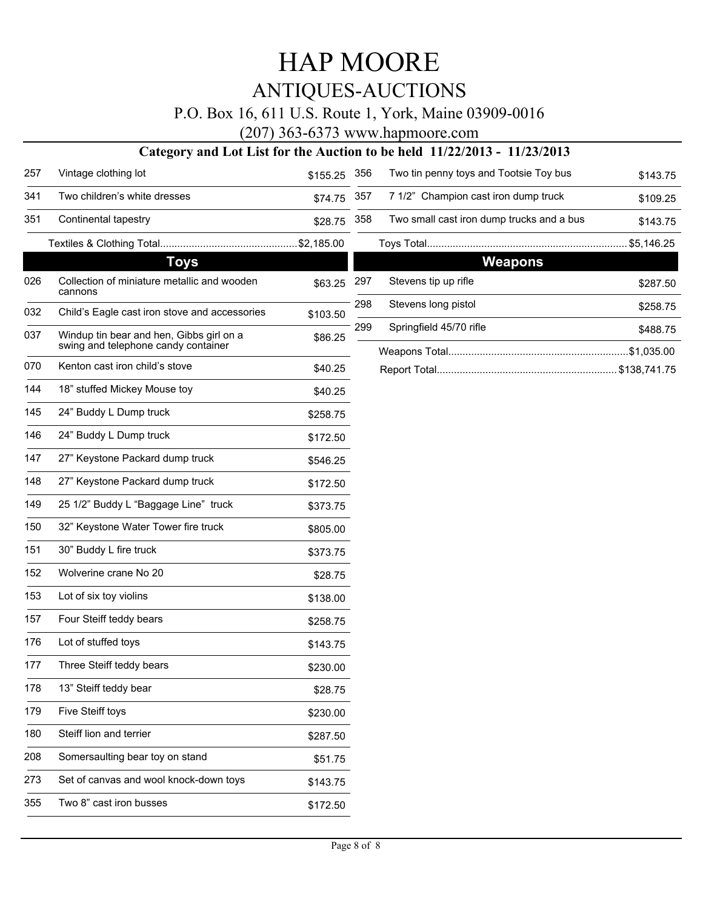# HAP MOORE

## ANTIQUES-AUCTIONS

P.O. Box 16, 611 U.S. Route 1, York, Maine 03909-0016

(207) 363-6373 www.hapmoore.com

### Category and Lot List for the Auction to be held 11/22/2013 - 11/23/2013

| | | |
|---|---|---|
| 257 | Vintage clothing lot | $155.25 |
| 341 | Two children's white dresses | $74.75 |
| 351 | Continental tapestry | $28.75 |

Textiles & Clothing Total................................................$2,185.00

## Toys

| | | |
|---|---|---|
| 026 | Collection of miniature metallic and wooden cannons | $63.25 |
| 032 | Child's Eagle cast iron stove and accessories | $103.50 |
| 037 | Windup tin bear and hen, Gibbs girl on a swing and telephone candy container | $86.25 |
| 070 | Kenton cast iron child's stove | $40.25 |
| 144 | 18" stuffed Mickey Mouse toy | $40.25 |
| 145 | 24" Buddy L Dump truck | $258.75 |
| 146 | 24" Buddy L Dump truck | $172.50 |
| 147 | 27" Keystone Packard dump truck | $546.25 |
| 148 | 27" Keystone Packard dump truck | $172.50 |
| 149 | 25 1/2" Buddy L "Baggage Line" truck | $373.75 |
| 150 | 32" Keystone Water Tower fire truck | $805.00 |
| 151 | 30" Buddy L fire truck | $373.75 |
| 152 | Wolverine crane No 20 | $28.75 |
| 153 | Lot of six toy violins | $138.00 |
| 157 | Four Steiff teddy bears | $258.75 |
| 176 | Lot of stuffed toys | $143.75 |
| 177 | Three Steiff teddy bears | $230.00 |
| 178 | 13" Steiff teddy bear | $28.75 |
| 179 | Five Steiff toys | $230.00 |
| 180 | Steiff lion and terrier | $287.50 |
| 208 | Somersaulting bear toy on stand | $51.75 |
| 273 | Set of canvas and wool knock-down toys | $143.75 |
| 355 | Two 8" cast iron busses | $172.50 |
| 356 | Two tin penny toys and Tootsie Toy bus | $143.75 |
| 357 | 7 1/2" Champion cast iron dump truck | $109.25 |
| 358 | Two small cast iron dump trucks and a bus | $143.75 |

Toys Total......................................................................$5,146.25

## Weapons

| | | |
|---|---|---|
| 297 | Stevens tip up rifle | $287.50 |
| 298 | Stevens long pistol | $258.75 |
| 299 | Springfield 45/70 rifle | $488.75 |

Weapons Total..............................................................$1,035.00

Report Total..............................................................$138,741.75